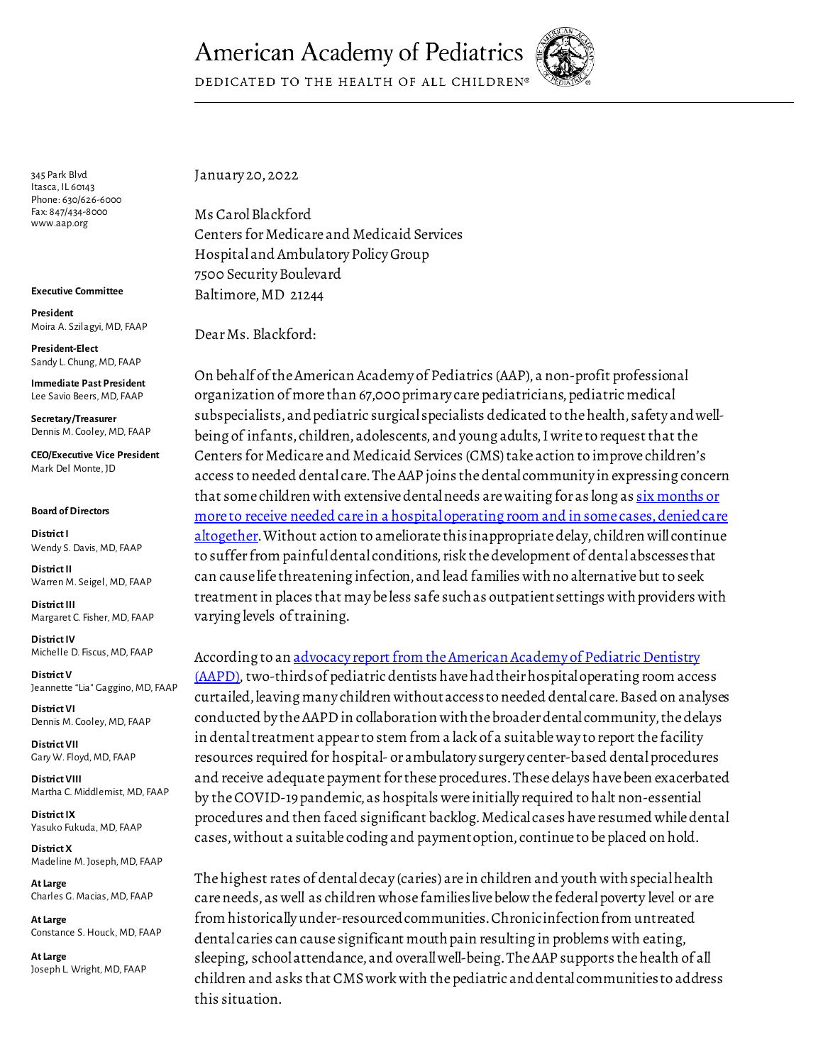# American Academy of Pediatrics

DEDICATED TO THE HEALTH OF ALL CHILDREN®

345 Park Blvd
Itasca, IL 60143
Phone: 630/626-6000
Fax: 847/434-8000
www.aap.org

**Executive Committee**

**President**
Moira A. Szilagyi, MD, FAAP

**President-Elect**
Sandy L. Chung, MD, FAAP

**Immediate Past President**
Lee Savio Beers, MD, FAAP

**Secretary/Treasurer**
Dennis M. Cooley, MD, FAAP

**CEO/Executive Vice President**
Mark Del Monte, JD

**Board of Directors**

**District I**
Wendy S. Davis, MD, FAAP

**District II**
Warren M. Seigel, MD, FAAP

**District III**
Margaret C. Fisher, MD, FAAP

**District IV**
Michelle D. Fiscus, MD, FAAP

**District V**
Jeannette "Lia" Gaggino, MD, FAAP

**District VI**
Dennis M. Cooley, MD, FAAP

**District VII**
Gary W. Floyd, MD, FAAP

**District VIII**
Martha C. Middlemist, MD, FAAP

**District IX**
Yasuko Fukuda, MD, FAAP

**District X**
Madeline M. Joseph, MD, FAAP

**At Large**
Charles G. Macias, MD, FAAP

**At Large**
Constance S. Houck, MD, FAAP

**At Large**
Joseph L. Wright, MD, FAAP

January 20, 2022

Ms Carol Blackford
Centers for Medicare and Medicaid Services
Hospital and Ambulatory Policy Group
7500 Security Boulevard
Baltimore, MD 21244

Dear Ms. Blackford:

On behalf of the American Academy of Pediatrics (AAP), a non-profit professional organization of more than 67,000 primary care pediatricians, pediatric medical subspecialists, and pediatric surgical specialists dedicated to the health, safety and well-being of infants, children, adolescents, and young adults, I write to request that the Centers for Medicare and Medicaid Services (CMS) take action to improve children's access to needed dental care. The AAP joins the dental community in expressing concern that some children with extensive dental needs are waiting for as long as six months or more to receive needed care in a hospital operating room and in some cases, denied care altogether. Without action to ameliorate this inappropriate delay, children will continue to suffer from painful dental conditions, risk the development of dental abscesses that can cause life threatening infection, and lead families with no alternative but to seek treatment in places that may be less safe such as outpatient settings with providers with varying levels of training.

According to an advocacy report from the American Academy of Pediatric Dentistry (AAPD), two-thirds of pediatric dentists have had their hospital operating room access curtailed, leaving many children without access to needed dental care. Based on analyses conducted by the AAPD in collaboration with the broader dental community, the delays in dental treatment appear to stem from a lack of a suitable way to report the facility resources required for hospital- or ambulatory surgery center-based dental procedures and receive adequate payment for these procedures. These delays have been exacerbated by the COVID-19 pandemic, as hospitals were initially required to halt non-essential procedures and then faced significant backlog. Medical cases have resumed while dental cases, without a suitable coding and payment option, continue to be placed on hold.

The highest rates of dental decay (caries) are in children and youth with special health care needs, as well as children whose families live below the federal poverty level or are from historically under-resourced communities. Chronic infection from untreated dental caries can cause significant mouth pain resulting in problems with eating, sleeping, school attendance, and overall well-being. The AAP supports the health of all children and asks that CMS work with the pediatric and dental communities to address this situation.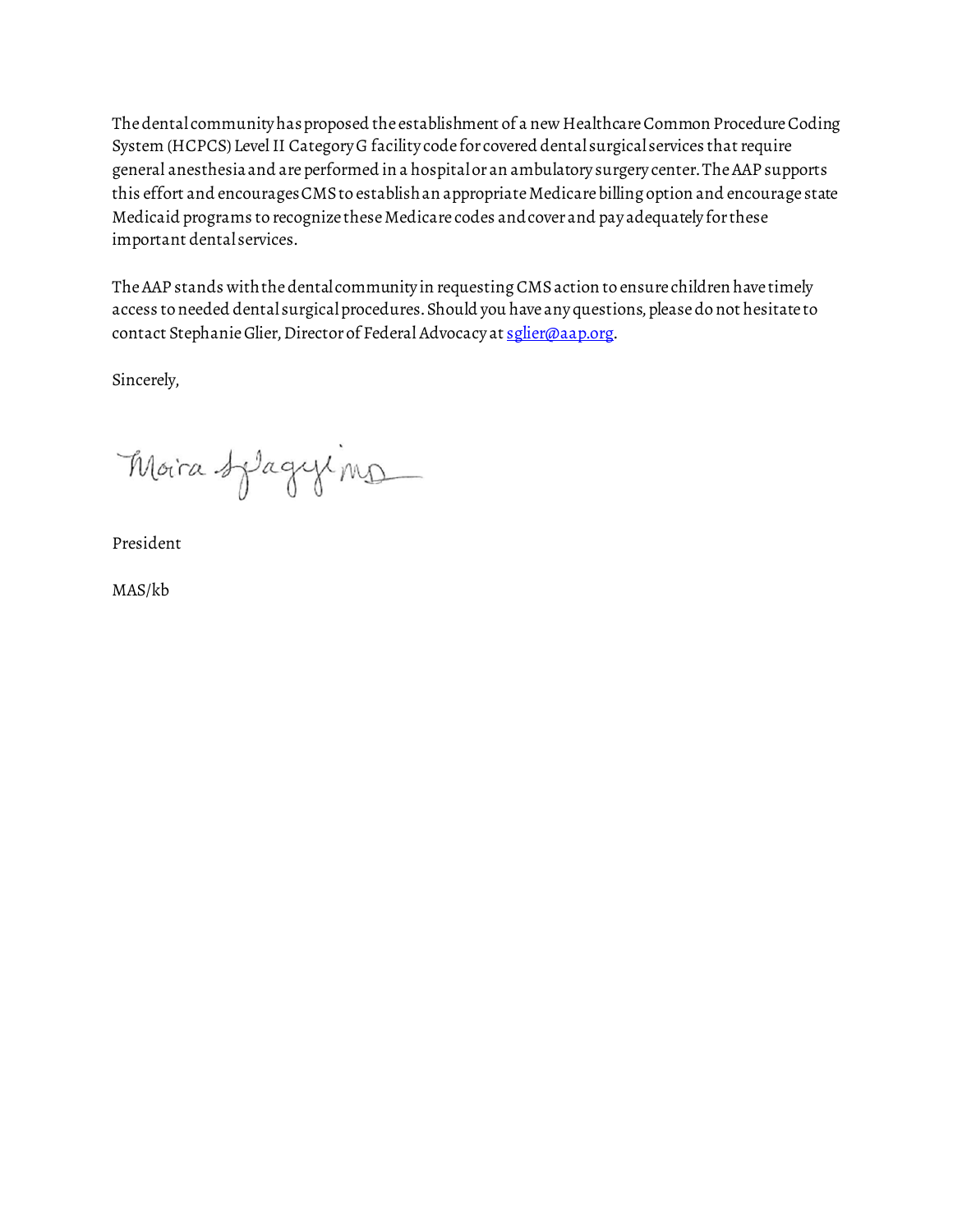The dental community has proposed the establishment of a new Healthcare Common Procedure Coding System (HCPCS) Level II Category G facility code for covered dental surgical services that require general anesthesia and are performed in a hospital or an ambulatory surgery center. The AAP supports this effort and encourages CMS to establish an appropriate Medicare billing option and encourage state Medicaid programs to recognize these Medicare codes and cover and pay adequately for these important dental services.

The AAP stands with the dental community in requesting CMS action to ensure children have timely access to needed dental surgical procedures. Should you have any questions, please do not hesitate to contact Stephanie Glier, Director of Federal Advocacy at sglier@aap.org.

Sincerely,

Moira Szilagyi MD

President

MAS/kb